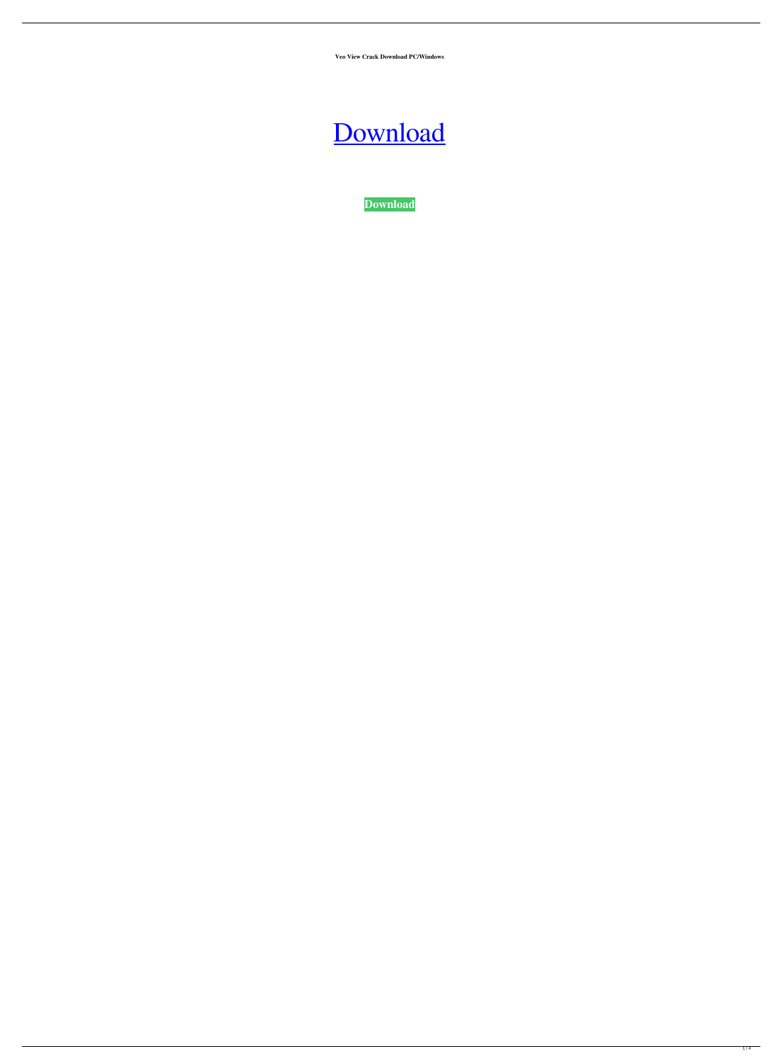**Veo View Crack Download PC/Windows**

# Download

**Download**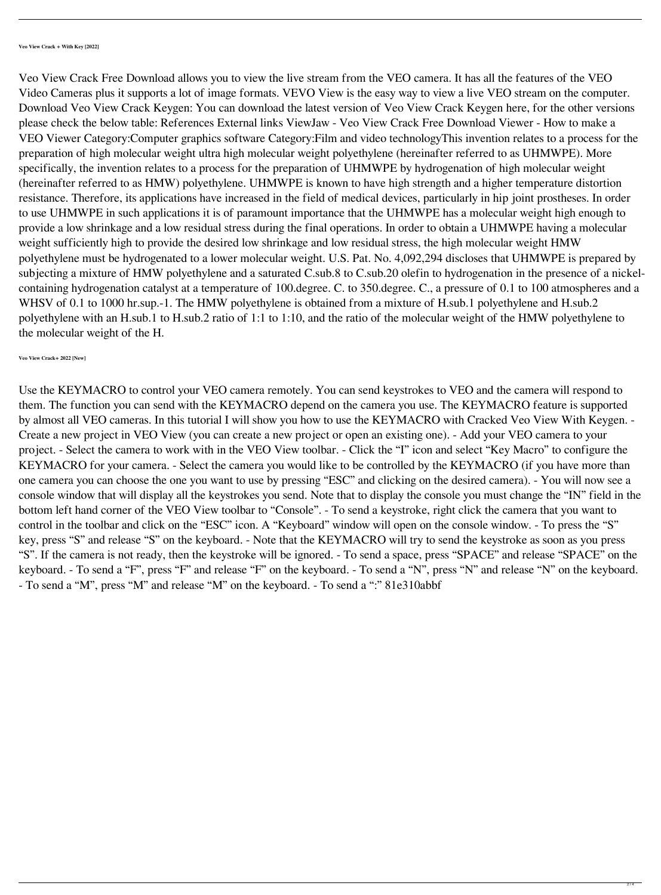**Veo View Crack + With Key [2022]**

Veo View Crack Free Download allows you to view the live stream from the VEO camera. It has all the features of the VEO Video Cameras plus it supports a lot of image formats. VEVO View is the easy way to view a live VEO stream on the computer. Download Veo View Crack Keygen: You can download the latest version of Veo View Crack Keygen here, for the other versions please check the below table: References External links ViewJaw - Veo View Crack Free Download Viewer - How to make a VEO Viewer Category:Computer graphics software Category:Film and video technologyThis invention relates to a process for the preparation of high molecular weight ultra high molecular weight polyethylene (hereinafter referred to as UHMWPE). More specifically, the invention relates to a process for the preparation of UHMWPE by hydrogenation of high molecular weight (hereinafter referred to as HMW) polyethylene. UHMWPE is known to have high strength and a higher temperature distortion resistance. Therefore, its applications have increased in the field of medical devices, particularly in hip joint prostheses. In order to use UHMWPE in such applications it is of paramount importance that the UHMWPE has a molecular weight high enough to provide a low shrinkage and a low residual stress during the final operations. In order to obtain a UHMWPE having a molecular weight sufficiently high to provide the desired low shrinkage and low residual stress, the high molecular weight HMW polyethylene must be hydrogenated to a lower molecular weight. U.S. Pat. No. 4,092,294 discloses that UHMWPE is prepared by subjecting a mixture of HMW polyethylene and a saturated C.sub.8 to C.sub.20 olefin to hydrogenation in the presence of a nickel-containing hydrogenation catalyst at a temperature of 100.degree. C. to 350.degree. C., a pressure of 0.1 to 100 atmospheres and a WHSV of 0.1 to 1000 hr.sup.-1. The HMW polyethylene is obtained from a mixture of H.sub.1 polyethylene and H.sub.2 polyethylene with an H.sub.1 to H.sub.2 ratio of 1:1 to 1:10, and the ratio of the molecular weight of the HMW polyethylene to the molecular weight of the H.

**Veo View Crack+ 2022 [New]**

Use the KEYMACRO to control your VEO camera remotely. You can send keystrokes to VEO and the camera will respond to them. The function you can send with the KEYMACRO depend on the camera you use. The KEYMACRO feature is supported by almost all VEO cameras. In this tutorial I will show you how to use the KEYMACRO with Cracked Veo View With Keygen. - Create a new project in VEO View (you can create a new project or open an existing one). - Add your VEO camera to your project. - Select the camera to work with in the VEO View toolbar. - Click the "I" icon and select "Key Macro" to configure the KEYMACRO for your camera. - Select the camera you would like to be controlled by the KEYMACRO (if you have more than one camera you can choose the one you want to use by pressing "ESC" and clicking on the desired camera). - You will now see a console window that will display all the keystrokes you send. Note that to display the console you must change the "IN" field in the bottom left hand corner of the VEO View toolbar to "Console". - To send a keystroke, right click the camera that you want to control in the toolbar and click on the "ESC" icon. A "Keyboard" window will open on the console window. - To press the "S" key, press "S" and release "S" on the keyboard. - Note that the KEYMACRO will try to send the keystroke as soon as you press "S". If the camera is not ready, then the keystroke will be ignored. - To send a space, press "SPACE" and release "SPACE" on the keyboard. - To send a "F", press "F" and release "F" on the keyboard. - To send a "N", press "N" and release "N" on the keyboard. - To send a "M", press "M" and release "M" on the keyboard. - To send a ":" 81e310abbf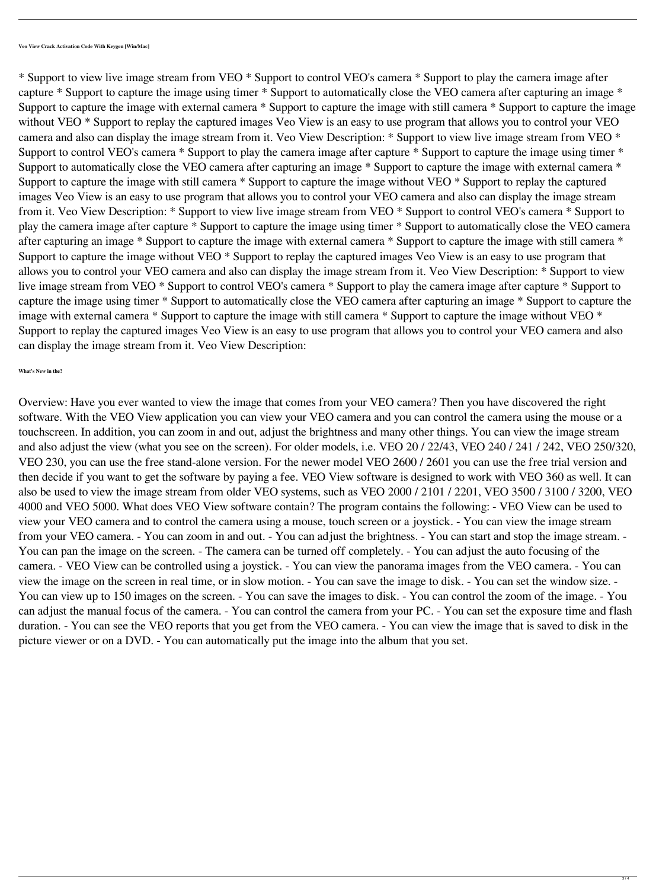**Veo View Crack Activation Code With Keygen [Win/Mac]**

* Support to view live image stream from VEO * Support to control VEO's camera * Support to play the camera image after capture * Support to capture the image using timer * Support to automatically close the VEO camera after capturing an image * Support to capture the image with external camera * Support to capture the image with still camera * Support to capture the image without VEO * Support to replay the captured images Veo View is an easy to use program that allows you to control your VEO camera and also can display the image stream from it. Veo View Description: * Support to view live image stream from VEO * Support to control VEO's camera * Support to play the camera image after capture * Support to capture the image using timer * Support to automatically close the VEO camera after capturing an image * Support to capture the image with external camera * Support to capture the image with still camera * Support to capture the image without VEO * Support to replay the captured images Veo View is an easy to use program that allows you to control your VEO camera and also can display the image stream from it. Veo View Description: * Support to view live image stream from VEO * Support to control VEO's camera * Support to play the camera image after capture * Support to capture the image using timer * Support to automatically close the VEO camera after capturing an image * Support to capture the image with external camera * Support to capture the image with still camera * Support to capture the image without VEO * Support to replay the captured images Veo View is an easy to use program that allows you to control your VEO camera and also can display the image stream from it. Veo View Description: * Support to view live image stream from VEO * Support to control VEO's camera * Support to play the camera image after capture * Support to capture the image using timer * Support to automatically close the VEO camera after capturing an image * Support to capture the image with external camera * Support to capture the image with still camera * Support to capture the image without VEO * Support to replay the captured images Veo View is an easy to use program that allows you to control your VEO camera and also can display the image stream from it. Veo View Description:

**What's New in the?**

Overview: Have you ever wanted to view the image that comes from your VEO camera? Then you have discovered the right software. With the VEO View application you can view your VEO camera and you can control the camera using the mouse or a touchscreen. In addition, you can zoom in and out, adjust the brightness and many other things. You can view the image stream and also adjust the view (what you see on the screen). For older models, i.e. VEO 20 / 22/43, VEO 240 / 241 / 242, VEO 250/320, VEO 230, you can use the free stand-alone version. For the newer model VEO 2600 / 2601 you can use the free trial version and then decide if you want to get the software by paying a fee. VEO View software is designed to work with VEO 360 as well. It can also be used to view the image stream from older VEO systems, such as VEO 2000 / 2101 / 2201, VEO 3500 / 3100 / 3200, VEO 4000 and VEO 5000. What does VEO View software contain? The program contains the following: - VEO View can be used to view your VEO camera and to control the camera using a mouse, touch screen or a joystick. - You can view the image stream from your VEO camera. - You can zoom in and out. - You can adjust the brightness. - You can start and stop the image stream. - You can pan the image on the screen. - The camera can be turned off completely. - You can adjust the auto focusing of the camera. - VEO View can be controlled using a joystick. - You can view the panorama images from the VEO camera. - You can view the image on the screen in real time, or in slow motion. - You can save the image to disk. - You can set the window size. - You can view up to 150 images on the screen. - You can save the images to disk. - You can control the zoom of the image. - You can adjust the manual focus of the camera. - You can control the camera from your PC. - You can set the exposure time and flash duration. - You can see the VEO reports that you get from the VEO camera. - You can view the image that is saved to disk in the picture viewer or on a DVD. - You can automatically put the image into the album that you set.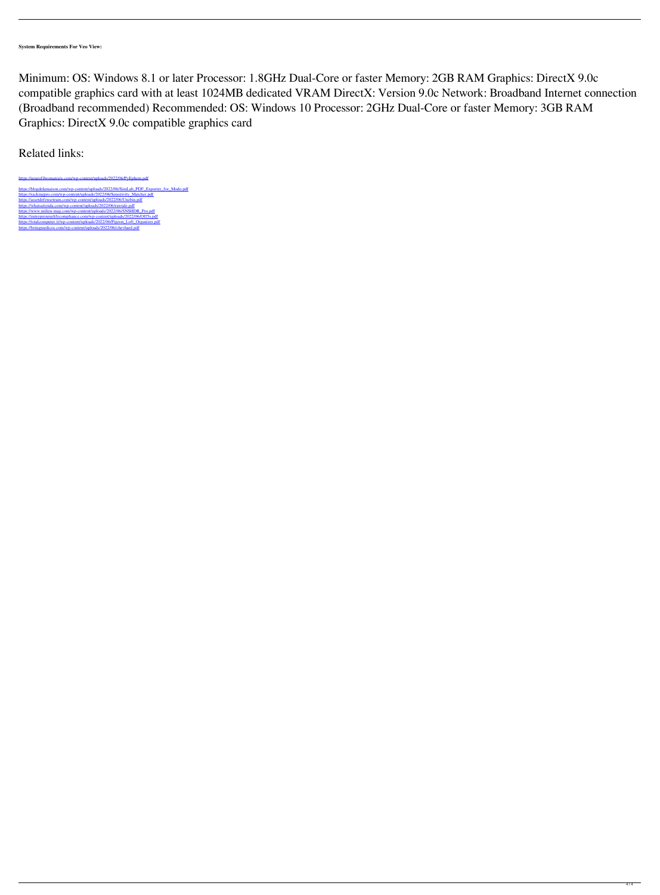**System Requirements For Veo View:**

Minimum: OS: Windows 8.1 or later Processor: 1.8GHz Dual-Core or faster Memory: 2GB RAM Graphics: DirectX 9.0c compatible graphics card with at least 1024MB dedicated VRAM DirectX: Version 9.0c Network: Broadband Internet connection (Broadband recommended) Recommended: OS: Windows 10 Processor: 2GHz Dual-Core or faster Memory: 3GB RAM Graphics: DirectX 9.0c compatible graphics card

Related links:

https://neurofibromatozis.com/wp-content/uploads/2022/06/PyEphem.pdf

https://blogdelamaison.com/wp-content/uploads/2022/06/SimLab_PDF_Exporter_for_Modo.pdf
https://rackingpro.com/wp-content/uploads/2022/06/Sensitivity_Matcher.pdf
https://assetdefenseteam.com/wp-content/uploads/2022/06/Unzbin.pdf
https://whatsatienda.com/wp-content/uploads/2022/06/rawtale.pdf
https://www.milieu-mag.com/wp-content/uploads/2022/06/SNSHDR_Pro.pdf
https://entrepreneurlifecompliance.com/wp-content/uploads/2022/06/Off7s.pdf
https://totalcomputer.it/wp-content/uploads/2022/06/Pigeon_Loft_Organizer.pdf
https://beingmedicos.com/wp-content/uploads/2022/06/chevhard.pdf